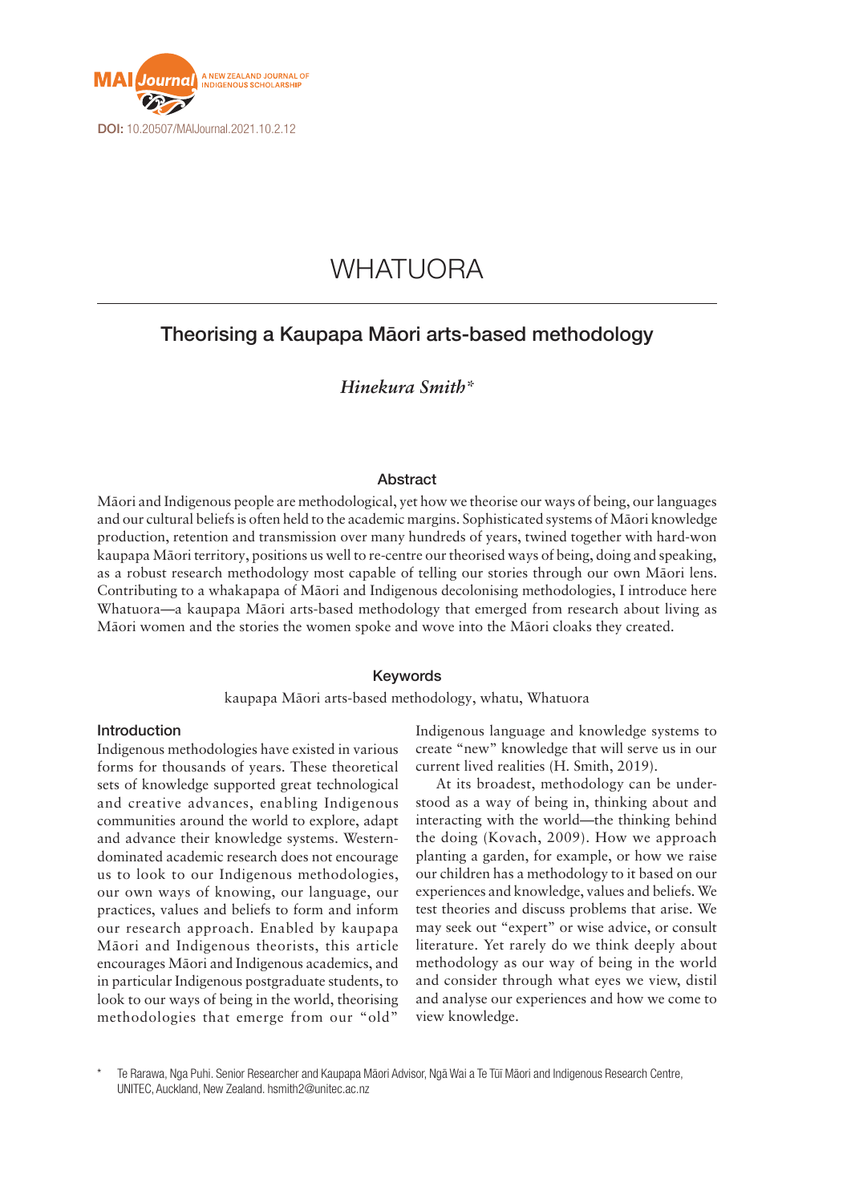DOI: 10.20507/MAIJournal.2021.10.2.12

# WHATUORA

## Theorising a Kaupapa Māori arts-based methodology

*Hinekura Smith**

### Abstract

Māori and Indigenous people are methodological, yet how we theorise our ways of being, our languages and our cultural beliefs is often held to the academic margins. Sophisticated systems of Māori knowledge production, retention and transmission over many hundreds of years, twined together with hard-won kaupapa Māori territory, positions us well to re-centre our theorised ways of being, doing and speaking, as a robust research methodology most capable of telling our stories through our own Māori lens. Contributing to a whakapapa of Māori and Indigenous decolonising methodologies, I introduce here Whatuora—a kaupapa Māori arts-based methodology that emerged from research about living as Māori women and the stories the women spoke and wove into the Māori cloaks they created.

### Keywords

kaupapa Māori arts-based methodology, whatu, Whatuora

### Introduction

Indigenous methodologies have existed in various forms for thousands of years. These theoretical sets of knowledge supported great technological and creative advances, enabling Indigenous communities around the world to explore, adapt and advance their knowledge systems. Western-dominated academic research does not encourage us to look to our Indigenous methodologies, our own ways of knowing, our language, our practices, values and beliefs to form and inform our research approach. Enabled by kaupapa Māori and Indigenous theorists, this article encourages Māori and Indigenous academics, and in particular Indigenous postgraduate students, to look to our ways of being in the world, theorising methodologies that emerge from our "old" Indigenous language and knowledge systems to create "new" knowledge that will serve us in our current lived realities (H. Smith, 2019).

At its broadest, methodology can be understood as a way of being in, thinking about and interacting with the world—the thinking behind the doing (Kovach, 2009). How we approach planting a garden, for example, or how we raise our children has a methodology to it based on our experiences and knowledge, values and beliefs. We test theories and discuss problems that arise. We may seek out "expert" or wise advice, or consult literature. Yet rarely do we think deeply about methodology as our way of being in the world and consider through what eyes we view, distil and analyse our experiences and how we come to view knowledge.

* Te Rarawa, Nga Puhi. Senior Researcher and Kaupapa Māori Advisor, Ngā Wai a Te Tūī Māori and Indigenous Research Centre, UNITEC, Auckland, New Zealand. hsmith2@unitec.ac.nz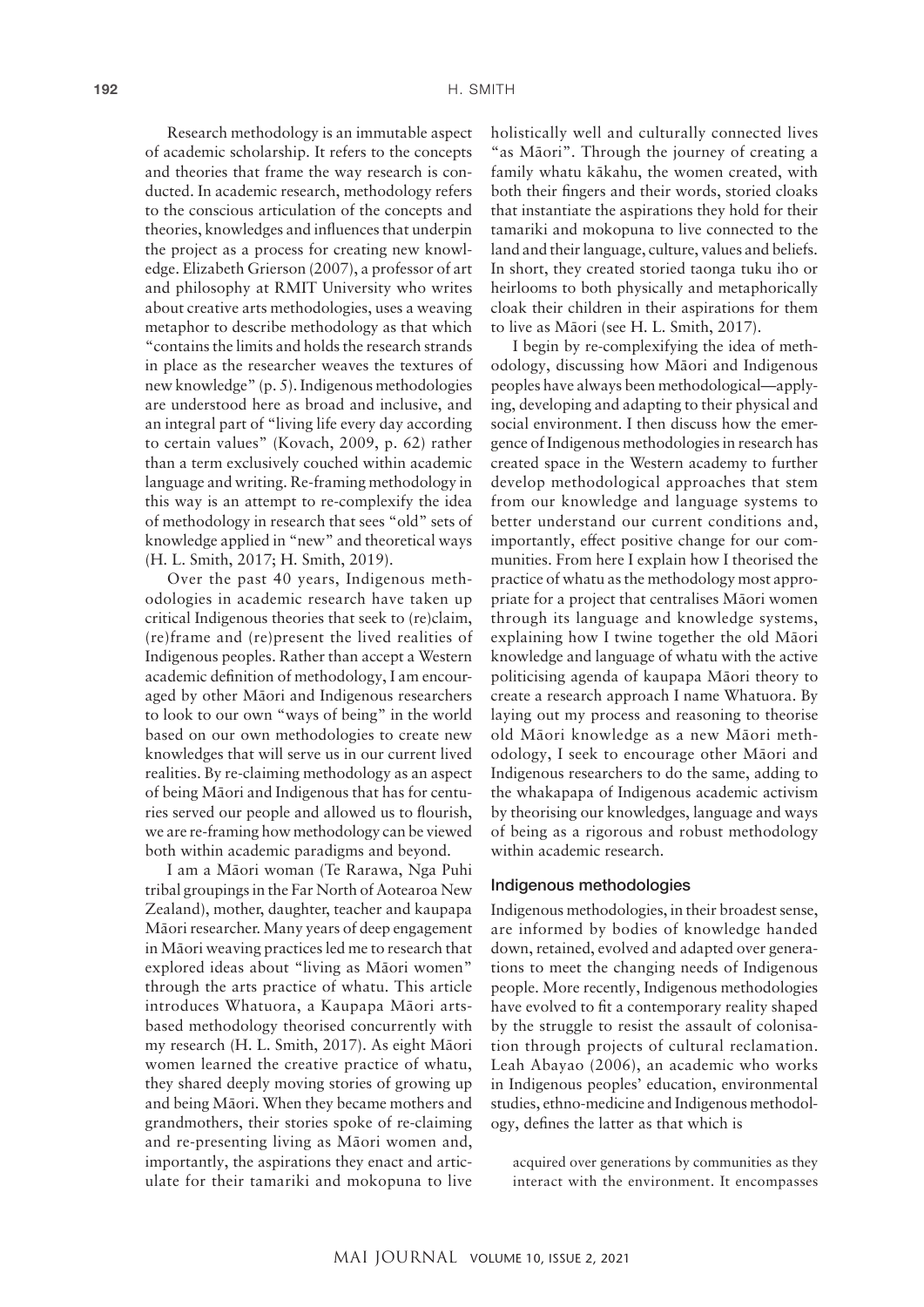Research methodology is an immutable aspect of academic scholarship. It refers to the concepts and theories that frame the way research is conducted. In academic research, methodology refers to the conscious articulation of the concepts and theories, knowledges and influences that underpin the project as a process for creating new knowledge. Elizabeth Grierson (2007), a professor of art and philosophy at RMIT University who writes about creative arts methodologies, uses a weaving metaphor to describe methodology as that which "contains the limits and holds the research strands in place as the researcher weaves the textures of new knowledge" (p. 5). Indigenous methodologies are understood here as broad and inclusive, and an integral part of "living life every day according to certain values" (Kovach, 2009, p. 62) rather than a term exclusively couched within academic language and writing. Re-framing methodology in this way is an attempt to re-complexify the idea of methodology in research that sees "old" sets of knowledge applied in "new" and theoretical ways (H. L. Smith, 2017; H. Smith, 2019).

Over the past 40 years, Indigenous methodologies in academic research have taken up critical Indigenous theories that seek to (re)claim, (re)frame and (re)present the lived realities of Indigenous peoples. Rather than accept a Western academic definition of methodology, I am encouraged by other Māori and Indigenous researchers to look to our own "ways of being" in the world based on our own methodologies to create new knowledges that will serve us in our current lived realities. By re-claiming methodology as an aspect of being Māori and Indigenous that has for centuries served our people and allowed us to flourish, we are re-framing how methodology can be viewed both within academic paradigms and beyond.

I am a Māori woman (Te Rarawa, Nga Puhi tribal groupings in the Far North of Aotearoa New Zealand), mother, daughter, teacher and kaupapa Māori researcher. Many years of deep engagement in Māori weaving practices led me to research that explored ideas about "living as Māori women" through the arts practice of whatu. This article introduces Whatuora, a Kaupapa Māori arts-based methodology theorised concurrently with my research (H. L. Smith, 2017). As eight Māori women learned the creative practice of whatu, they shared deeply moving stories of growing up and being Māori. When they became mothers and grandmothers, their stories spoke of re-claiming and re-presenting living as Māori women and, importantly, the aspirations they enact and articulate for their tamariki and mokopuna to live holistically well and culturally connected lives "as Māori". Through the journey of creating a family whatu kākahu, the women created, with both their fingers and their words, storied cloaks that instantiate the aspirations they hold for their tamariki and mokopuna to live connected to the land and their language, culture, values and beliefs. In short, they created storied taonga tuku iho or heirlooms to both physically and metaphorically cloak their children in their aspirations for them to live as Māori (see H. L. Smith, 2017).

I begin by re-complexifying the idea of methodology, discussing how Māori and Indigenous peoples have always been methodological—applying, developing and adapting to their physical and social environment. I then discuss how the emergence of Indigenous methodologies in research has created space in the Western academy to further develop methodological approaches that stem from our knowledge and language systems to better understand our current conditions and, importantly, effect positive change for our communities. From here I explain how I theorised the practice of whatu as the methodology most appropriate for a project that centralises Māori women through its language and knowledge systems, explaining how I twine together the old Māori knowledge and language of whatu with the active politicising agenda of kaupapa Māori theory to create a research approach I name Whatuora. By laying out my process and reasoning to theorise old Māori knowledge as a new Māori methodology, I seek to encourage other Māori and Indigenous researchers to do the same, adding to the whakapapa of Indigenous academic activism by theorising our knowledges, language and ways of being as a rigorous and robust methodology within academic research.

## Indigenous methodologies

Indigenous methodologies, in their broadest sense, are informed by bodies of knowledge handed down, retained, evolved and adapted over generations to meet the changing needs of Indigenous people. More recently, Indigenous methodologies have evolved to fit a contemporary reality shaped by the struggle to resist the assault of colonisation through projects of cultural reclamation. Leah Abayao (2006), an academic who works in Indigenous peoples' education, environmental studies, ethno-medicine and Indigenous methodology, defines the latter as that which is

> acquired over generations by communities as they interact with the environment. It encompasses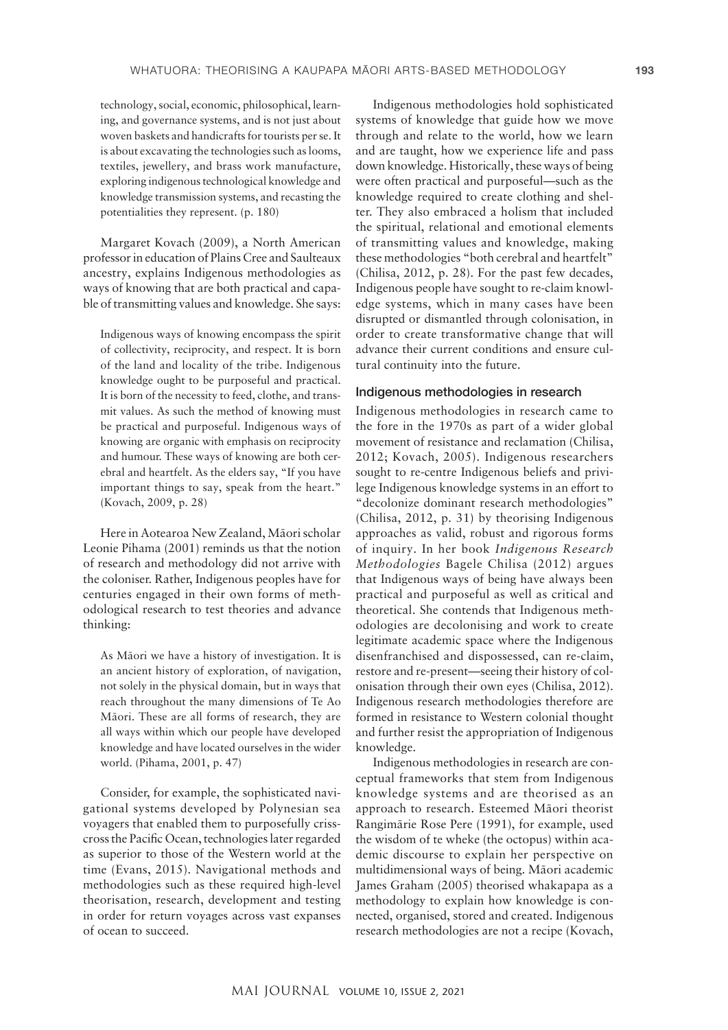technology, social, economic, philosophical, learning, and governance systems, and is not just about woven baskets and handicrafts for tourists per se. It is about excavating the technologies such as looms, textiles, jewellery, and brass work manufacture, exploring indigenous technological knowledge and knowledge transmission systems, and recasting the potentialities they represent. (p. 180)

Margaret Kovach (2009), a North American professor in education of Plains Cree and Saulteaux ancestry, explains Indigenous methodologies as ways of knowing that are both practical and capable of transmitting values and knowledge. She says:

> Indigenous ways of knowing encompass the spirit of collectivity, reciprocity, and respect. It is born of the land and locality of the tribe. Indigenous knowledge ought to be purposeful and practical. It is born of the necessity to feed, clothe, and transmit values. As such the method of knowing must be practical and purposeful. Indigenous ways of knowing are organic with emphasis on reciprocity and humour. These ways of knowing are both cerebral and heartfelt. As the elders say, "If you have important things to say, speak from the heart." (Kovach, 2009, p. 28)

Here in Aotearoa New Zealand, Māori scholar Leonie Pihama (2001) reminds us that the notion of research and methodology did not arrive with the coloniser. Rather, Indigenous peoples have for centuries engaged in their own forms of methodological research to test theories and advance thinking:

> As Māori we have a history of investigation. It is an ancient history of exploration, of navigation, not solely in the physical domain, but in ways that reach throughout the many dimensions of Te Ao Māori. These are all forms of research, they are all ways within which our people have developed knowledge and have located ourselves in the wider world. (Pihama, 2001, p. 47)

Consider, for example, the sophisticated navigational systems developed by Polynesian sea voyagers that enabled them to purposefully crisscross the Pacific Ocean, technologies later regarded as superior to those of the Western world at the time (Evans, 2015). Navigational methods and methodologies such as these required high-level theorisation, research, development and testing in order for return voyages across vast expanses of ocean to succeed.

Indigenous methodologies hold sophisticated systems of knowledge that guide how we move through and relate to the world, how we learn and are taught, how we experience life and pass down knowledge. Historically, these ways of being were often practical and purposeful—such as the knowledge required to create clothing and shelter. They also embraced a holism that included the spiritual, relational and emotional elements of transmitting values and knowledge, making these methodologies "both cerebral and heartfelt" (Chilisa, 2012, p. 28). For the past few decades, Indigenous people have sought to re-claim knowledge systems, which in many cases have been disrupted or dismantled through colonisation, in order to create transformative change that will advance their current conditions and ensure cultural continuity into the future.

### Indigenous methodologies in research

Indigenous methodologies in research came to the fore in the 1970s as part of a wider global movement of resistance and reclamation (Chilisa, 2012; Kovach, 2005). Indigenous researchers sought to re-centre Indigenous beliefs and privilege Indigenous knowledge systems in an effort to "decolonize dominant research methodologies" (Chilisa, 2012, p. 31) by theorising Indigenous approaches as valid, robust and rigorous forms of inquiry. In her book *Indigenous Research Methodologies* Bagele Chilisa (2012) argues that Indigenous ways of being have always been practical and purposeful as well as critical and theoretical. She contends that Indigenous methodologies are decolonising and work to create legitimate academic space where the Indigenous disenfranchised and dispossessed, can re-claim, restore and re-present—seeing their history of colonisation through their own eyes (Chilisa, 2012). Indigenous research methodologies therefore are formed in resistance to Western colonial thought and further resist the appropriation of Indigenous knowledge.

Indigenous methodologies in research are conceptual frameworks that stem from Indigenous knowledge systems and are theorised as an approach to research. Esteemed Māori theorist Rangimārie Rose Pere (1991), for example, used the wisdom of te wheke (the octopus) within academic discourse to explain her perspective on multidimensional ways of being. Māori academic James Graham (2005) theorised whakapapa as a methodology to explain how knowledge is connected, organised, stored and created. Indigenous research methodologies are not a recipe (Kovach,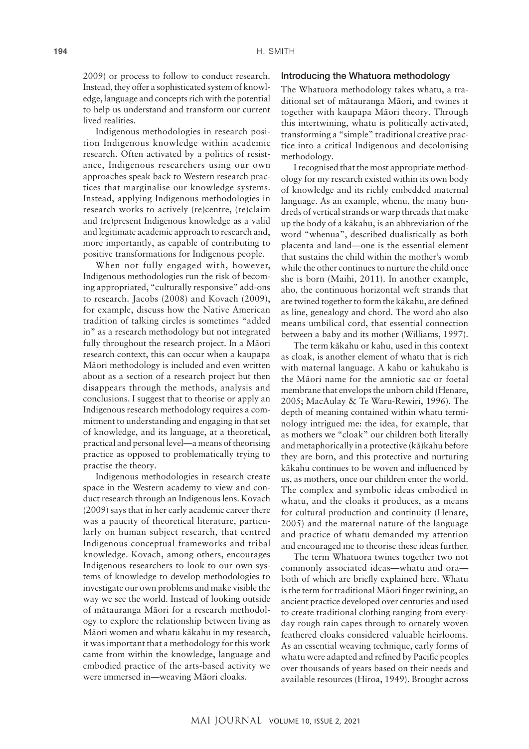2009) or process to follow to conduct research. Instead, they offer a sophisticated system of knowledge, language and concepts rich with the potential to help us understand and transform our current lived realities.

Indigenous methodologies in research position Indigenous knowledge within academic research. Often activated by a politics of resistance, Indigenous researchers using our own approaches speak back to Western research practices that marginalise our knowledge systems. Instead, applying Indigenous methodologies in research works to actively (re)centre, (re)claim and (re)present Indigenous knowledge as a valid and legitimate academic approach to research and, more importantly, as capable of contributing to positive transformations for Indigenous people.

When not fully engaged with, however, Indigenous methodologies run the risk of becoming appropriated, "culturally responsive" add-ons to research. Jacobs (2008) and Kovach (2009), for example, discuss how the Native American tradition of talking circles is sometimes "added in" as a research methodology but not integrated fully throughout the research project. In a Māori research context, this can occur when a kaupapa Māori methodology is included and even written about as a section of a research project but then disappears through the methods, analysis and conclusions. I suggest that to theorise or apply an Indigenous research methodology requires a commitment to understanding and engaging in that set of knowledge, and its language, at a theoretical, practical and personal level—a means of theorising practice as opposed to problematically trying to practise the theory.

Indigenous methodologies in research create space in the Western academy to view and conduct research through an Indigenous lens. Kovach (2009) says that in her early academic career there was a paucity of theoretical literature, particularly on human subject research, that centred Indigenous conceptual frameworks and tribal knowledge. Kovach, among others, encourages Indigenous researchers to look to our own systems of knowledge to develop methodologies to investigate our own problems and make visible the way we see the world. Instead of looking outside of mātauranga Māori for a research methodology to explore the relationship between living as Māori women and whatu kākahu in my research, it was important that a methodology for this work came from within the knowledge, language and embodied practice of the arts-based activity we were immersed in—weaving Māori cloaks.

## Introducing the Whatuora methodology

The Whatuora methodology takes whatu, a traditional set of mātauranga Māori, and twines it together with kaupapa Māori theory. Through this intertwining, whatu is politically activated, transforming a "simple" traditional creative practice into a critical Indigenous and decolonising methodology.

I recognised that the most appropriate methodology for my research existed within its own body of knowledge and its richly embedded maternal language. As an example, whenu, the many hundreds of vertical strands or warp threads that make up the body of a kākahu, is an abbreviation of the word "whenua", described dualistically as both placenta and land—one is the essential element that sustains the child within the mother's womb while the other continues to nurture the child once she is born (Maihi, 2011). In another example, aho, the continuous horizontal weft strands that are twined together to form the kākahu, are defined as line, genealogy and chord. The word aho also means umbilical cord, that essential connection between a baby and its mother (Williams, 1997).

The term kākahu or kahu, used in this context as cloak, is another element of whatu that is rich with maternal language. A kahu or kahukahu is the Māori name for the amniotic sac or foetal membrane that envelops the unborn child (Henare, 2005; MacAulay & Te Waru-Rewiri, 1996). The depth of meaning contained within whatu terminology intrigued me: the idea, for example, that as mothers we "cloak" our children both literally and metaphorically in a protective (kā)kahu before they are born, and this protective and nurturing kākahu continues to be woven and influenced by us, as mothers, once our children enter the world. The complex and symbolic ideas embodied in whatu, and the cloaks it produces, as a means for cultural production and continuity (Henare, 2005) and the maternal nature of the language and practice of whatu demanded my attention and encouraged me to theorise these ideas further.

The term Whatuora twines together two not commonly associated ideas—whatu and ora—both of which are briefly explained here. Whatu is the term for traditional Māori finger twining, an ancient practice developed over centuries and used to create traditional clothing ranging from everyday rough rain capes through to ornately woven feathered cloaks considered valuable heirlooms. As an essential weaving technique, early forms of whatu were adapted and refined by Pacific peoples over thousands of years based on their needs and available resources (Hiroa, 1949). Brought across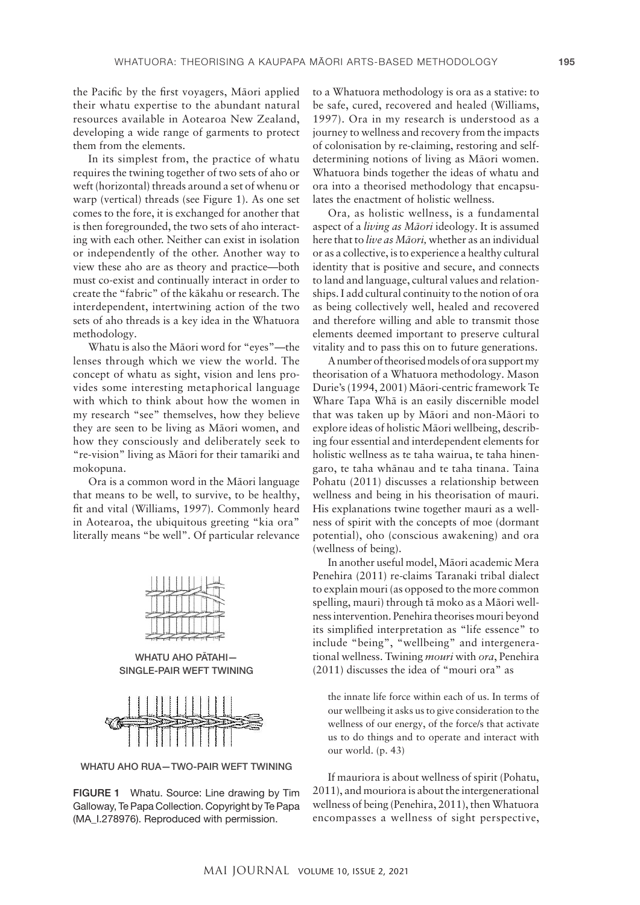the Pacific by the first voyagers, Māori applied their whatu expertise to the abundant natural resources available in Aotearoa New Zealand, developing a wide range of garments to protect them from the elements.

In its simplest from, the practice of whatu requires the twining together of two sets of aho or weft (horizontal) threads around a set of whenu or warp (vertical) threads (see Figure 1). As one set comes to the fore, it is exchanged for another that is then foregrounded, the two sets of aho interacting with each other. Neither can exist in isolation or independently of the other. Another way to view these aho are as theory and practice—both must co-exist and continually interact in order to create the "fabric" of the kākahu or research. The interdependent, intertwining action of the two sets of aho threads is a key idea in the Whatuora methodology.

Whatu is also the Māori word for "eyes"—the lenses through which we view the world. The concept of whatu as sight, vision and lens provides some interesting metaphorical language with which to think about how the women in my research "see" themselves, how they believe they are seen to be living as Māori women, and how they consciously and deliberately seek to "re-vision" living as Māori for their tamariki and mokopuna.

Ora is a common word in the Māori language that means to be well, to survive, to be healthy, fit and vital (Williams, 1997). Commonly heard in Aotearoa, the ubiquitous greeting "kia ora" literally means "be well". Of particular relevance to a Whatuora methodology is ora as a stative: to be safe, cured, recovered and healed (Williams, 1997). Ora in my research is understood as a journey to wellness and recovery from the impacts of colonisation by re-claiming, restoring and self-determining notions of living as Māori women. Whatuora binds together the ideas of whatu and ora into a theorised methodology that encapsulates the enactment of holistic wellness.

WHATU AHO PĀTAHI—SINGLE-PAIR WEFT TWINING

WHATU AHO RUA—TWO-PAIR WEFT TWINING

**FIGURE 1** Whatu. Source: Line drawing by Tim Galloway, Te Papa Collection. Copyright by Te Papa (MA_I.278976). Reproduced with permission.

Ora, as holistic wellness, is a fundamental aspect of a *living as Māori* ideology. It is assumed here that to *live as Māori,* whether as an individual or as a collective, is to experience a healthy cultural identity that is positive and secure, and connects to land and language, cultural values and relationships. I add cultural continuity to the notion of ora as being collectively well, healed and recovered and therefore willing and able to transmit those elements deemed important to preserve cultural vitality and to pass this on to future generations.

A number of theorised models of ora support my theorisation of a Whatuora methodology. Mason Durie's (1994, 2001) Māori-centric framework Te Whare Tapa Whā is an easily discernible model that was taken up by Māori and non-Māori to explore ideas of holistic Māori wellbeing, describing four essential and interdependent elements for holistic wellness as te taha wairua, te taha hinengaro, te taha whānau and te taha tinana. Taina Pohatu (2011) discusses a relationship between wellness and being in his theorisation of mauri. His explanations twine together mauri as a wellness of spirit with the concepts of moe (dormant potential), oho (conscious awakening) and ora (wellness of being).

In another useful model, Māori academic Mera Penehira (2011) re-claims Taranaki tribal dialect to explain mouri (as opposed to the more common spelling, mauri) through tā moko as a Māori wellness intervention. Penehira theorises mouri beyond its simplified interpretation as "life essence" to include "being", "wellbeing" and intergenerational wellness. Twining *mouri* with *ora*, Penehira (2011) discusses the idea of "mouri ora" as

> the innate life force within each of us. In terms of our wellbeing it asks us to give consideration to the wellness of our energy, of the force/s that activate us to do things and to operate and interact with our world. (p. 43)

If mauriora is about wellness of spirit (Pohatu, 2011), and mouriora is about the intergenerational wellness of being (Penehira, 2011), then Whatuora encompasses a wellness of sight perspective,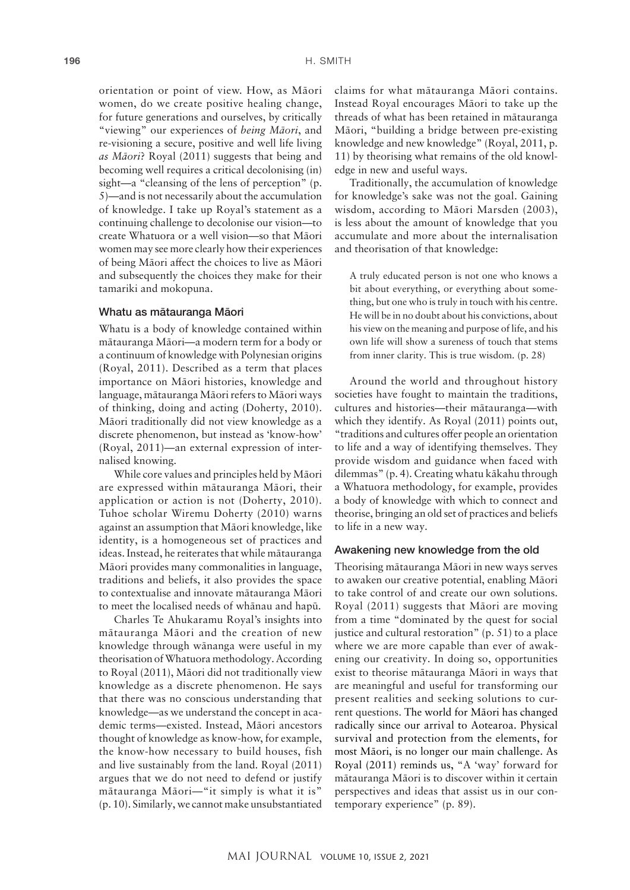orientation or point of view. How, as Māori women, do we create positive healing change, for future generations and ourselves, by critically "viewing" our experiences of *being Māori*, and re-visioning a secure, positive and well life living *as Māori*? Royal (2011) suggests that being and becoming well requires a critical decolonising (in) sight—a "cleansing of the lens of perception" (p. 5)—and is not necessarily about the accumulation of knowledge. I take up Royal's statement as a continuing challenge to decolonise our vision—to create Whatuora or a well vision—so that Māori women may see more clearly how their experiences of being Māori affect the choices to live as Māori and subsequently the choices they make for their tamariki and mokopuna.

### Whatu as mātauranga Māori

Whatu is a body of knowledge contained within mātauranga Māori—a modern term for a body or a continuum of knowledge with Polynesian origins (Royal, 2011). Described as a term that places importance on Māori histories, knowledge and language, mātauranga Māori refers to Māori ways of thinking, doing and acting (Doherty, 2010). Māori traditionally did not view knowledge as a discrete phenomenon, but instead as 'know-how' (Royal, 2011)—an external expression of internalised knowing.

While core values and principles held by Māori are expressed within mātauranga Māori, their application or action is not (Doherty, 2010). Tuhoe scholar Wiremu Doherty (2010) warns against an assumption that Māori knowledge, like identity, is a homogeneous set of practices and ideas. Instead, he reiterates that while mātauranga Māori provides many commonalities in language, traditions and beliefs, it also provides the space to contextualise and innovate mātauranga Māori to meet the localised needs of whānau and hapū.

Charles Te Ahukaramu Royal's insights into mātauranga Māori and the creation of new knowledge through wānanga were useful in my theorisation of Whatuora methodology. According to Royal (2011), Māori did not traditionally view knowledge as a discrete phenomenon. He says that there was no conscious understanding that knowledge—as we understand the concept in academic terms—existed. Instead, Māori ancestors thought of knowledge as know-how, for example, the know-how necessary to build houses, fish and live sustainably from the land. Royal (2011) argues that we do not need to defend or justify mātauranga Māori—"it simply is what it is" (p. 10). Similarly, we cannot make unsubstantiated claims for what mātauranga Māori contains. Instead Royal encourages Māori to take up the threads of what has been retained in mātauranga Māori, "building a bridge between pre-existing knowledge and new knowledge" (Royal, 2011, p. 11) by theorising what remains of the old knowledge in new and useful ways.

Traditionally, the accumulation of knowledge for knowledge's sake was not the goal. Gaining wisdom, according to Māori Marsden (2003), is less about the amount of knowledge that you accumulate and more about the internalisation and theorisation of that knowledge:

> A truly educated person is not one who knows a bit about everything, or everything about something, but one who is truly in touch with his centre. He will be in no doubt about his convictions, about his view on the meaning and purpose of life, and his own life will show a sureness of touch that stems from inner clarity. This is true wisdom. (p. 28)

Around the world and throughout history societies have fought to maintain the traditions, cultures and histories—their mātauranga—with which they identify. As Royal (2011) points out, "traditions and cultures offer people an orientation to life and a way of identifying themselves. They provide wisdom and guidance when faced with dilemmas" (p. 4). Creating whatu kākahu through a Whatuora methodology, for example, provides a body of knowledge with which to connect and theorise, bringing an old set of practices and beliefs to life in a new way.

### Awakening new knowledge from the old

Theorising mātauranga Māori in new ways serves to awaken our creative potential, enabling Māori to take control of and create our own solutions. Royal (2011) suggests that Māori are moving from a time "dominated by the quest for social justice and cultural restoration" (p. 51) to a place where we are more capable than ever of awakening our creativity. In doing so, opportunities exist to theorise mātauranga Māori in ways that are meaningful and useful for transforming our present realities and seeking solutions to current questions. The world for Māori has changed radically since our arrival to Aotearoa. Physical survival and protection from the elements, for most Māori, is no longer our main challenge. As Royal (2011) reminds us, "A 'way' forward for mātauranga Māori is to discover within it certain perspectives and ideas that assist us in our contemporary experience" (p. 89).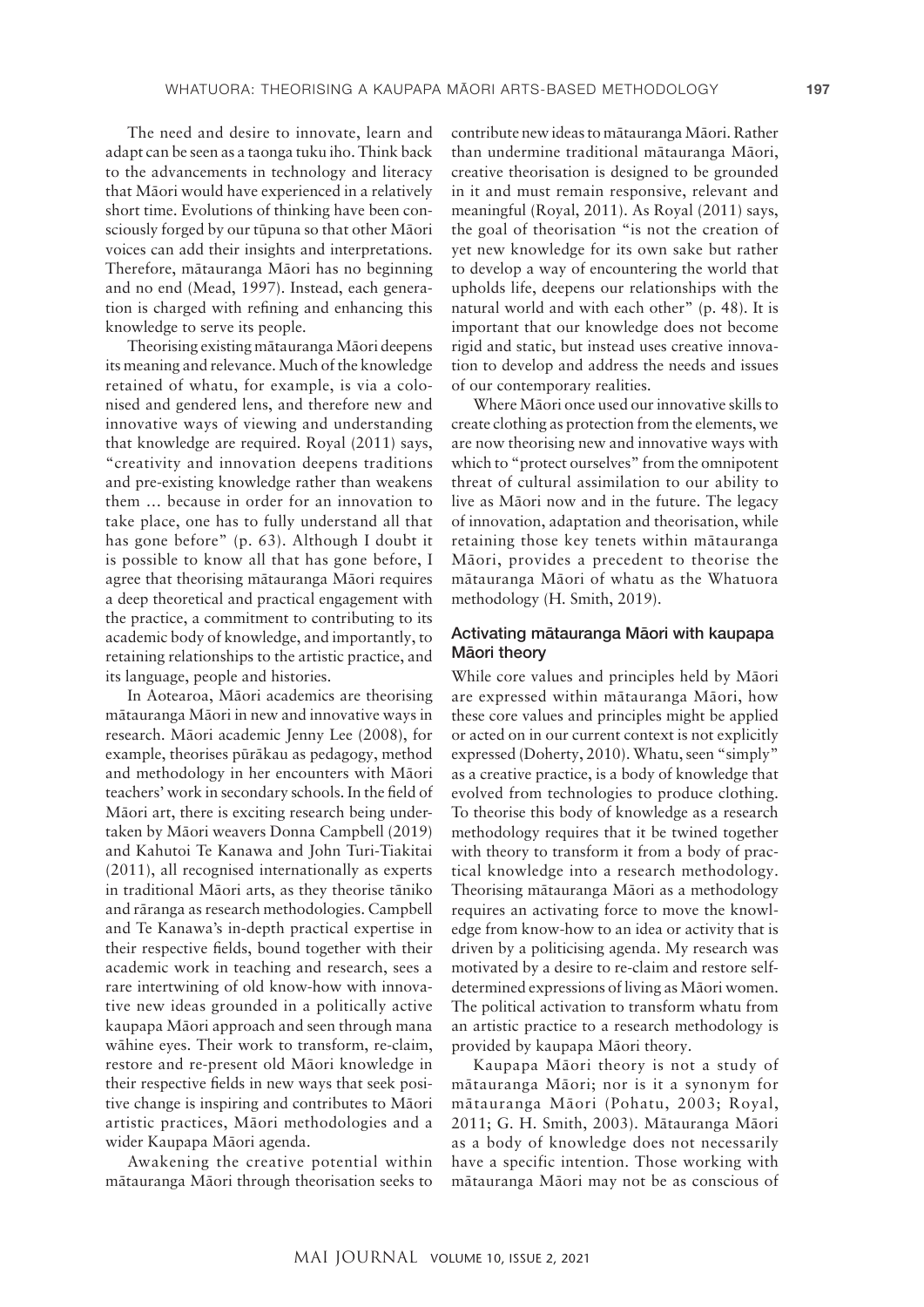The need and desire to innovate, learn and adapt can be seen as a taonga tuku iho. Think back to the advancements in technology and literacy that Māori would have experienced in a relatively short time. Evolutions of thinking have been consciously forged by our tūpuna so that other Māori voices can add their insights and interpretations. Therefore, mātauranga Māori has no beginning and no end (Mead, 1997). Instead, each generation is charged with refining and enhancing this knowledge to serve its people.

Theorising existing mātauranga Māori deepens its meaning and relevance. Much of the knowledge retained of whatu, for example, is via a colonised and gendered lens, and therefore new and innovative ways of viewing and understanding that knowledge are required. Royal (2011) says, "creativity and innovation deepens traditions and pre-existing knowledge rather than weakens them … because in order for an innovation to take place, one has to fully understand all that has gone before" (p. 63). Although I doubt it is possible to know all that has gone before, I agree that theorising mātauranga Māori requires a deep theoretical and practical engagement with the practice, a commitment to contributing to its academic body of knowledge, and importantly, to retaining relationships to the artistic practice, and its language, people and histories.

In Aotearoa, Māori academics are theorising mātauranga Māori in new and innovative ways in research. Māori academic Jenny Lee (2008), for example, theorises pūrākau as pedagogy, method and methodology in her encounters with Māori teachers' work in secondary schools. In the field of Māori art, there is exciting research being undertaken by Māori weavers Donna Campbell (2019) and Kahutoi Te Kanawa and John Turi-Tiakitai (2011), all recognised internationally as experts in traditional Māori arts, as they theorise tāniko and rāranga as research methodologies. Campbell and Te Kanawa's in-depth practical expertise in their respective fields, bound together with their academic work in teaching and research, sees a rare intertwining of old know-how with innovative new ideas grounded in a politically active kaupapa Māori approach and seen through mana wāhine eyes. Their work to transform, re-claim, restore and re-present old Māori knowledge in their respective fields in new ways that seek positive change is inspiring and contributes to Māori artistic practices, Māori methodologies and a wider Kaupapa Māori agenda.

Awakening the creative potential within mātauranga Māori through theorisation seeks to contribute new ideas to mātauranga Māori. Rather than undermine traditional mātauranga Māori, creative theorisation is designed to be grounded in it and must remain responsive, relevant and meaningful (Royal, 2011). As Royal (2011) says, the goal of theorisation "is not the creation of yet new knowledge for its own sake but rather to develop a way of encountering the world that upholds life, deepens our relationships with the natural world and with each other" (p. 48). It is important that our knowledge does not become rigid and static, but instead uses creative innovation to develop and address the needs and issues of our contemporary realities.

Where Māori once used our innovative skills to create clothing as protection from the elements, we are now theorising new and innovative ways with which to "protect ourselves" from the omnipotent threat of cultural assimilation to our ability to live as Māori now and in the future. The legacy of innovation, adaptation and theorisation, while retaining those key tenets within mātauranga Māori, provides a precedent to theorise the mātauranga Māori of whatu as the Whatuora methodology (H. Smith, 2019).

### Activating mātauranga Māori with kaupapa Māori theory

While core values and principles held by Māori are expressed within mātauranga Māori, how these core values and principles might be applied or acted on in our current context is not explicitly expressed (Doherty, 2010). Whatu, seen "simply" as a creative practice, is a body of knowledge that evolved from technologies to produce clothing. To theorise this body of knowledge as a research methodology requires that it be twined together with theory to transform it from a body of practical knowledge into a research methodology. Theorising mātauranga Māori as a methodology requires an activating force to move the knowledge from know-how to an idea or activity that is driven by a politicising agenda. My research was motivated by a desire to re-claim and restore self-determined expressions of living as Māori women. The political activation to transform whatu from an artistic practice to a research methodology is provided by kaupapa Māori theory.

Kaupapa Māori theory is not a study of mātauranga Māori; nor is it a synonym for mātauranga Māori (Pohatu, 2003; Royal, 2011; G. H. Smith, 2003). Mātauranga Māori as a body of knowledge does not necessarily have a specific intention. Those working with mātauranga Māori may not be as conscious of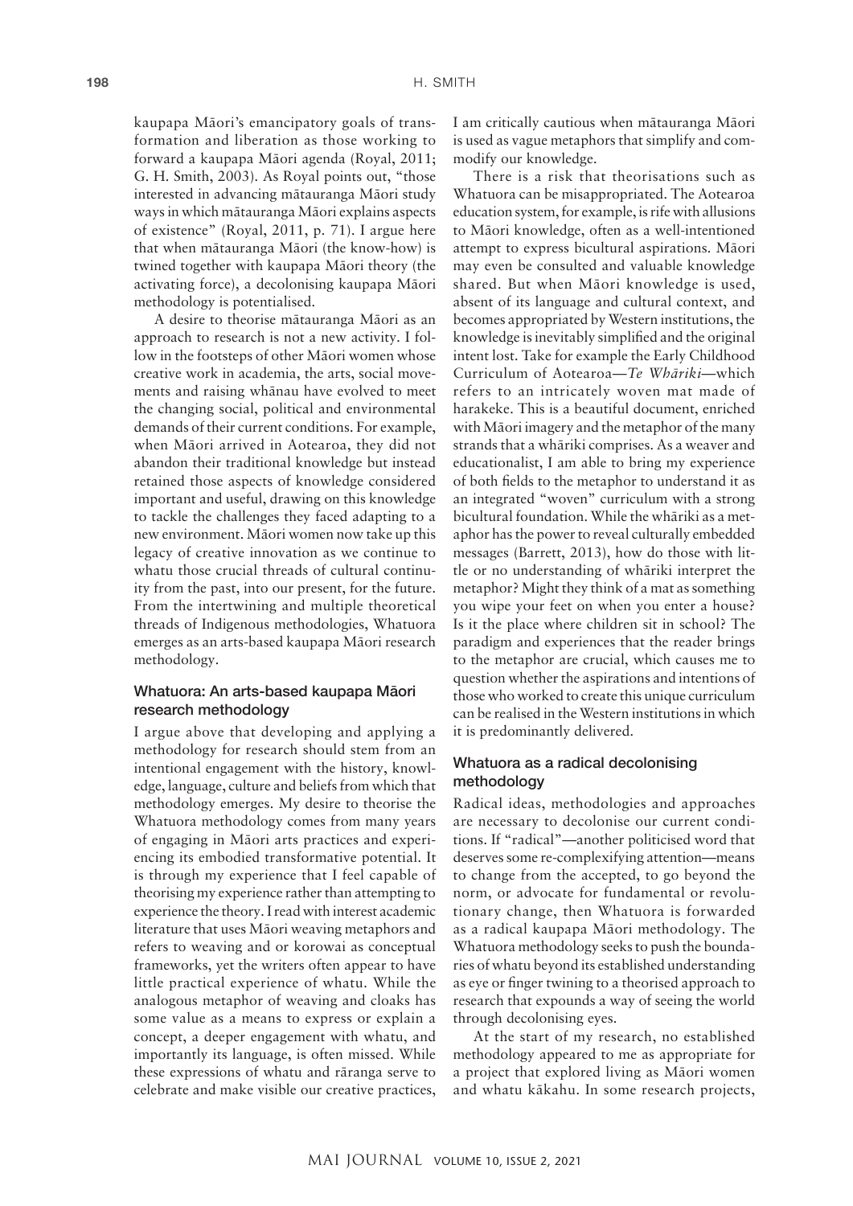kaupapa Māori's emancipatory goals of transformation and liberation as those working to forward a kaupapa Māori agenda (Royal, 2011; G. H. Smith, 2003). As Royal points out, "those interested in advancing mātauranga Māori study ways in which mātauranga Māori explains aspects of existence" (Royal, 2011, p. 71). I argue here that when mātauranga Māori (the know-how) is twined together with kaupapa Māori theory (the activating force), a decolonising kaupapa Māori methodology is potentialised.

A desire to theorise mātauranga Māori as an approach to research is not a new activity. I follow in the footsteps of other Māori women whose creative work in academia, the arts, social movements and raising whānau have evolved to meet the changing social, political and environmental demands of their current conditions. For example, when Māori arrived in Aotearoa, they did not abandon their traditional knowledge but instead retained those aspects of knowledge considered important and useful, drawing on this knowledge to tackle the challenges they faced adapting to a new environment. Māori women now take up this legacy of creative innovation as we continue to whatu those crucial threads of cultural continuity from the past, into our present, for the future. From the intertwining and multiple theoretical threads of Indigenous methodologies, Whatuora emerges as an arts-based kaupapa Māori research methodology.

## Whatuora: An arts-based kaupapa Māori research methodology

I argue above that developing and applying a methodology for research should stem from an intentional engagement with the history, knowledge, language, culture and beliefs from which that methodology emerges. My desire to theorise the Whatuora methodology comes from many years of engaging in Māori arts practices and experiencing its embodied transformative potential. It is through my experience that I feel capable of theorising my experience rather than attempting to experience the theory. I read with interest academic literature that uses Māori weaving metaphors and refers to weaving and or korowai as conceptual frameworks, yet the writers often appear to have little practical experience of whatu. While the analogous metaphor of weaving and cloaks has some value as a means to express or explain a concept, a deeper engagement with whatu, and importantly its language, is often missed. While these expressions of whatu and raranga serve to celebrate and make visible our creative practices, I am critically cautious when mātauranga Māori is used as vague metaphors that simplify and commodify our knowledge.

There is a risk that theorisations such as Whatuora can be misappropriated. The Aotearoa education system, for example, is rife with allusions to Māori knowledge, often as a well-intentioned attempt to express bicultural aspirations. Māori may even be consulted and valuable knowledge shared. But when Māori knowledge is used, absent of its language and cultural context, and becomes appropriated by Western institutions, the knowledge is inevitably simplified and the original intent lost. Take for example the Early Childhood Curriculum of Aotearoa—*Te Whāriki*—which refers to an intricately woven mat made of harakeke. This is a beautiful document, enriched with Māori imagery and the metaphor of the many strands that a whāriki comprises. As a weaver and educationalist, I am able to bring my experience of both fields to the metaphor to understand it as an integrated "woven" curriculum with a strong bicultural foundation. While the whāriki as a metaphor has the power to reveal culturally embedded messages (Barrett, 2013), how do those with little or no understanding of whāriki interpret the metaphor? Might they think of a mat as something you wipe your feet on when you enter a house? Is it the place where children sit in school? The paradigm and experiences that the reader brings to the metaphor are crucial, which causes me to question whether the aspirations and intentions of those who worked to create this unique curriculum can be realised in the Western institutions in which it is predominantly delivered.

## Whatuora as a radical decolonising methodology

Radical ideas, methodologies and approaches are necessary to decolonise our current conditions. If "radical"—another politicised word that deserves some re-complexifying attention—means to change from the accepted, to go beyond the norm, or advocate for fundamental or revolutionary change, then Whatuora is forwarded as a radical kaupapa Māori methodology. The Whatuora methodology seeks to push the boundaries of whatu beyond its established understanding as eye or finger twining to a theorised approach to research that expounds a way of seeing the world through decolonising eyes.

At the start of my research, no established methodology appeared to me as appropriate for a project that explored living as Māori women and whatu kākahu. In some research projects,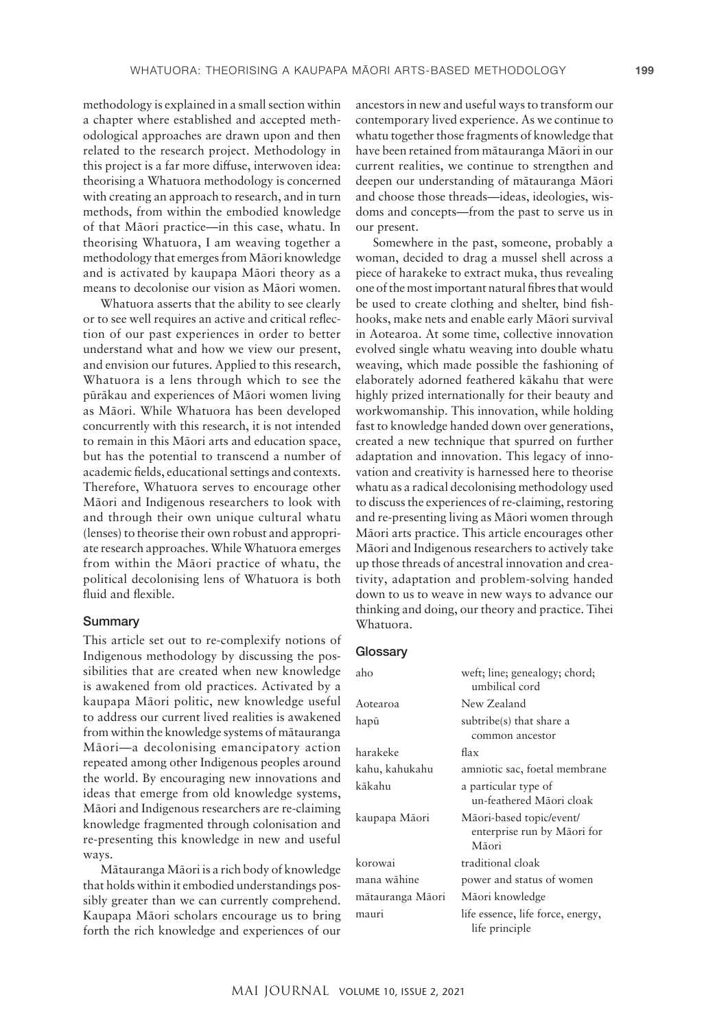methodology is explained in a small section within a chapter where established and accepted methodological approaches are drawn upon and then related to the research project. Methodology in this project is a far more diffuse, interwoven idea: theorising a Whatuora methodology is concerned with creating an approach to research, and in turn methods, from within the embodied knowledge of that Māori practice—in this case, whatu. In theorising Whatuora, I am weaving together a methodology that emerges from Māori knowledge and is activated by kaupapa Māori theory as a means to decolonise our vision as Māori women.

Whatuora asserts that the ability to see clearly or to see well requires an active and critical reflection of our past experiences in order to better understand what and how we view our present, and envision our futures. Applied to this research, Whatuora is a lens through which to see the pūrākau and experiences of Māori women living as Māori. While Whatuora has been developed concurrently with this research, it is not intended to remain in this Māori arts and education space, but has the potential to transcend a number of academic fields, educational settings and contexts. Therefore, Whatuora serves to encourage other Māori and Indigenous researchers to look with and through their own unique cultural whatu (lenses) to theorise their own robust and appropriate research approaches. While Whatuora emerges from within the Māori practice of whatu, the political decolonising lens of Whatuora is both fluid and flexible.

## Summary

This article set out to re-complexify notions of Indigenous methodology by discussing the possibilities that are created when new knowledge is awakened from old practices. Activated by a kaupapa Māori politic, new knowledge useful to address our current lived realities is awakened from within the knowledge systems of mātauranga Māori—a decolonising emancipatory action repeated among other Indigenous peoples around the world. By encouraging new innovations and ideas that emerge from old knowledge systems, Māori and Indigenous researchers are re-claiming knowledge fragmented through colonisation and re-presenting this knowledge in new and useful ways.

Mātauranga Māori is a rich body of knowledge that holds within it embodied understandings possibly greater than we can currently comprehend. Kaupapa Māori scholars encourage us to bring forth the rich knowledge and experiences of our ancestors in new and useful ways to transform our contemporary lived experience. As we continue to whatu together those fragments of knowledge that have been retained from mātauranga Māori in our current realities, we continue to strengthen and deepen our understanding of mātauranga Māori and choose those threads—ideas, ideologies, wisdoms and concepts—from the past to serve us in our present.

Somewhere in the past, someone, probably a woman, decided to drag a mussel shell across a piece of harakeke to extract muka, thus revealing one of the most important natural fibres that would be used to create clothing and shelter, bind fishhooks, make nets and enable early Māori survival in Aotearoa. At some time, collective innovation evolved single whatu weaving into double whatu weaving, which made possible the fashioning of elaborately adorned feathered kākahu that were highly prized internationally for their beauty and workwomanship. This innovation, while holding fast to knowledge handed down over generations, created a new technique that spurred on further adaptation and innovation. This legacy of innovation and creativity is harnessed here to theorise whatu as a radical decolonising methodology used to discuss the experiences of re-claiming, restoring and re-presenting living as Māori women through Māori arts practice. This article encourages other Māori and Indigenous researchers to actively take up those threads of ancestral innovation and creativity, adaptation and problem-solving handed down to us to weave in new ways to advance our thinking and doing, our theory and practice. Tihei Whatuora.

## Glossary

| | |
|---|---|
| aho | weft; line; genealogy; chord; umbilical cord |
| Aotearoa | New Zealand |
| hapū | subtribe(s) that share a common ancestor |
| harakeke | flax |
| kahu, kahukahu | amniotic sac, foetal membrane |
| kākahu | a particular type of un-feathered Māori cloak |
| kaupapa Māori | Māori-based topic/event/ enterprise run by Māori for Māori |
| korowai | traditional cloak |
| mana wāhine | power and status of women |
| mātauranga Māori | Māori knowledge |
| mauri | life essence, life force, energy, life principle |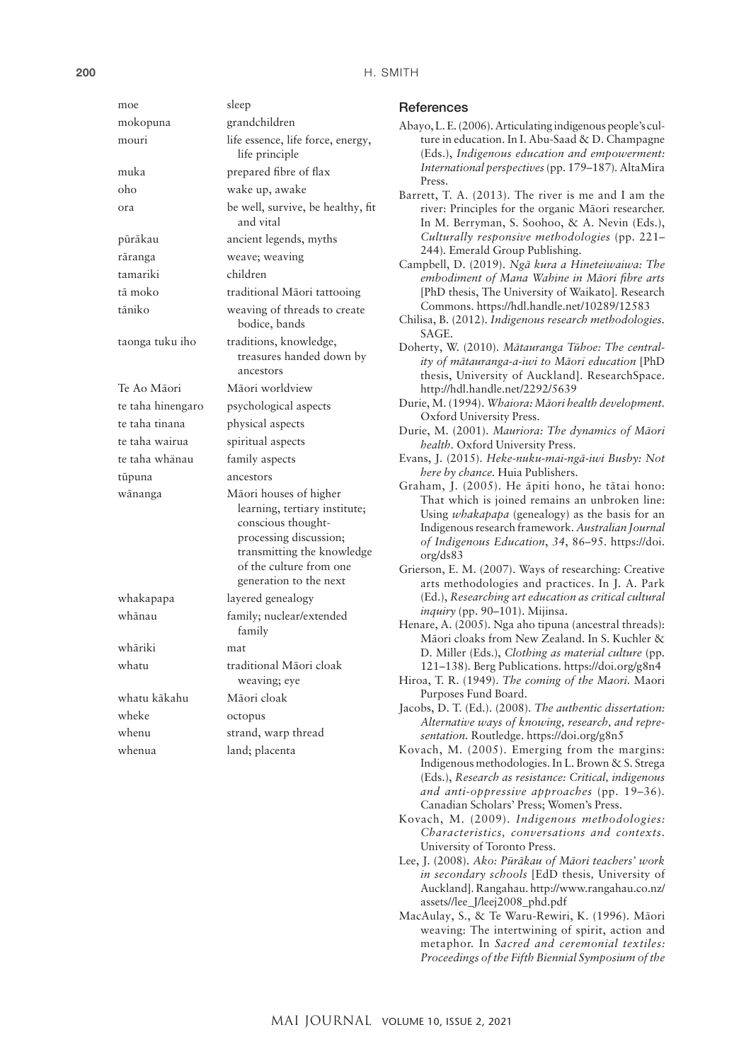| | |
|---|---|
| moe | sleep |
| mokopuna | grandchildren |
| mouri | life essence, life force, energy, life principle |
| muka | prepared fibre of flax |
| oho | wake up, awake |
| ora | be well, survive, be healthy, fit and vital |
| pūrākau | ancient legends, myths |
| rāranga | weave; weaving |
| tamariki | children |
| tā moko | traditional Māori tattooing |
| tāniko | weaving of threads to create bodice, bands |
| taonga tuku iho | traditions, knowledge, treasures handed down by ancestors |
| Te Ao Māori | Māori worldview |
| te taha hinengaro | psychological aspects |
| te taha tinana | physical aspects |
| te taha wairua | spiritual aspects |
| te taha whānau | family aspects |
| tūpuna | ancestors |
| wānanga | Māori houses of higher learning, tertiary institute; conscious thought-processing discussion; transmitting the knowledge of the culture from one generation to the next |
| whakapapa | layered genealogy |
| whānau | family; nuclear/extended family |
| whāriki | mat |
| whatu | traditional Māori cloak weaving; eye |
| whatu kākahu | Māori cloak |
| wheke | octopus |
| whenu | strand, warp thread |
| whenua | land; placenta |

## References

Abayo, L. E. (2006). Articulating indigenous people's culture in education. In I. Abu-Saad & D. Champagne (Eds.), *Indigenous education and empowerment: International perspectives* (pp. 179–187). AltaMira Press.

Barrett, T. A. (2013). The river is me and I am the river: Principles for the organic Māori researcher. In M. Berryman, S. Soohoo, & A. Nevin (Eds.), *Culturally responsive methodologies* (pp. 221–244). Emerald Group Publishing.

Campbell, D. (2019). *Ngā kura a Hineteiwaiwa: The embodiment of Mana Wahine in Māori fibre arts* [PhD thesis, The University of Waikato]. Research Commons. https://hdl.handle.net/10289/12583

Chilisa, B. (2012). *Indigenous research methodologies.* SAGE.

Doherty, W. (2010). *Mātauranga Tūhoe: The centrality of mātauranga-a-iwi to Māori education* [PhD thesis, University of Auckland]. ResearchSpace. http://hdl.handle.net/2292/5639

Durie, M. (1994). *Whaiora: Māori health development.* Oxford University Press.

Durie, M. (2001). *Mauriora: The dynamics of Māori health.* Oxford University Press.

Evans, J. (2015). *Heke-nuku-mai-ngā-iwi Busby: Not here by chance.* Huia Publishers.

Graham, J. (2005). He āpiti hono, he tātai hono: That which is joined remains an unbroken line: Using *whakapapa* (genealogy) as the basis for an Indigenous research framework. *Australian Journal of Indigenous Education*, *34*, 86–95. https://doi.org/ds83

Grierson, E. M. (2007). Ways of researching: Creative arts methodologies and practices. In J. A. Park (Ed.), *Researching art education as critical cultural inquiry* (pp. 90–101). Mijinsa.

Henare, A. (2005). Nga aho tipuna (ancestral threads): Māori cloaks from New Zealand. In S. Kuchler & D. Miller (Eds.), *Clothing as material culture* (pp. 121–138). Berg Publications. https://doi.org/g8n4

Hiroa, T. R. (1949). *The coming of the Maori.* Maori Purposes Fund Board.

Jacobs, D. T. (Ed.). (2008). *The authentic dissertation: Alternative ways of knowing, research, and representation.* Routledge. https://doi.org/g8n5

Kovach, M. (2005). Emerging from the margins: Indigenous methodologies. In L. Brown & S. Strega (Eds.), *Research as resistance: Critical, indigenous and anti-oppressive approaches* (pp. 19–36). Canadian Scholars' Press; Women's Press.

Kovach, M. (2009). *Indigenous methodologies: Characteristics, conversations and contexts.* University of Toronto Press.

Lee, J. (2008). *Ako: Pūrākau of Māori teachers' work in secondary schools* [EdD thesis, University of Auckland]. Rangahau. http://www.rangahau.co.nz/assets//lee_J/leej2008_phd.pdf

MacAulay, S., & Te Waru-Rewiri, K. (1996). Māori weaving: The intertwining of spirit, action and metaphor. In *Sacred and ceremonial textiles: Proceedings of the Fifth Biennial Symposium of the*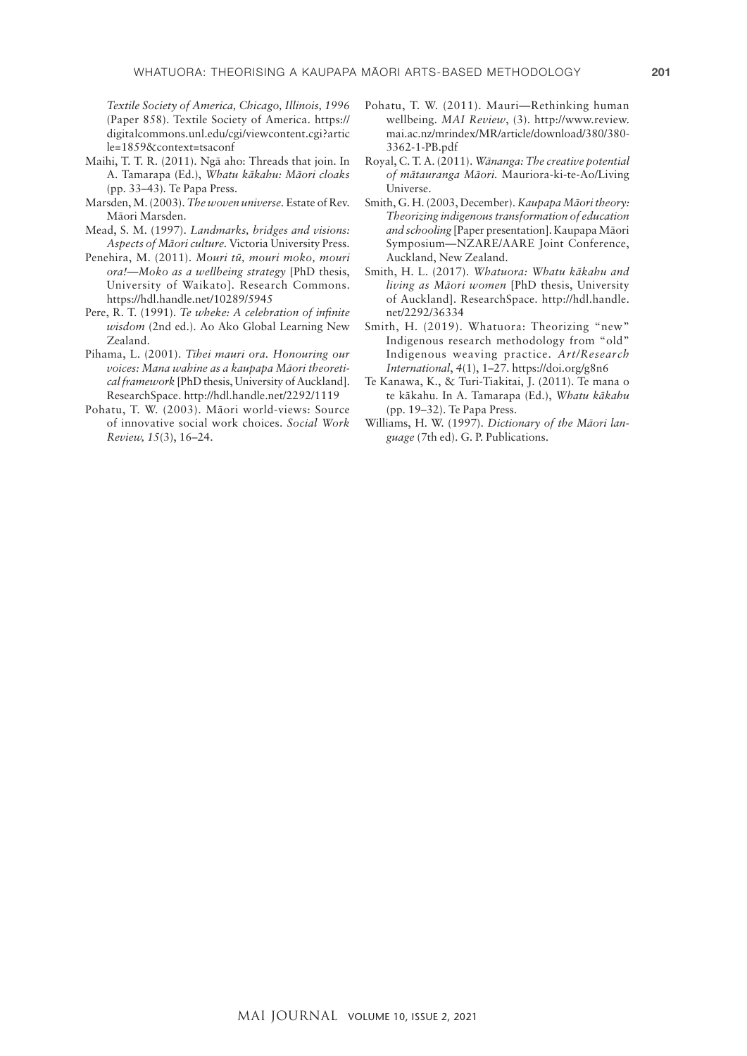*Textile Society of America, Chicago, Illinois, 1996* (Paper 858). Textile Society of America. https://digitalcommons.unl.edu/cgi/viewcontent.cgi?article=1859&context=tsaconf

Maihi, T. T. R. (2011). Ngā aho: Threads that join. In A. Tamarapa (Ed.), *Whatu kākahu: Māori cloaks* (pp. 33–43). Te Papa Press.

Marsden, M. (2003). *The woven universe.* Estate of Rev. Māori Marsden.

Mead, S. M. (1997). *Landmarks, bridges and visions: Aspects of Māori culture.* Victoria University Press.

Penehira, M. (2011). *Mouri tū, mouri moko, mouri ora!—Moko as a wellbeing strategy* [PhD thesis, University of Waikato]. Research Commons. https://hdl.handle.net/10289/5945

Pere, R. T. (1991). *Te wheke: A celebration of infinite wisdom* (2nd ed.). Ao Ako Global Learning New Zealand.

Pihama, L. (2001). *Tīhei mauri ora. Honouring our voices: Mana wahine as a kaupapa Māori theoretical framework* [PhD thesis, University of Auckland]. ResearchSpace. http://hdl.handle.net/2292/1119

Pohatu, T. W. (2003). Māori world-views: Source of innovative social work choices. *Social Work Review, 15*(3), 16–24.

Pohatu, T. W. (2011). Mauri—Rethinking human wellbeing. *MAI Review*, (3). http://www.review.mai.ac.nz/mrindex/MR/article/download/380/380-3362-1-PB.pdf

Royal, C. T. A. (2011). *Wānanga: The creative potential of mātauranga Māori.* Mauriora-ki-te-Ao/Living Universe.

Smith, G. H. (2003, December). *Kaupapa Māori theory: Theorizing indigenous transformation of education and schooling* [Paper presentation]. Kaupapa Māori Symposium—NZARE/AARE Joint Conference, Auckland, New Zealand.

Smith, H. L. (2017). *Whatuora: Whatu kākahu and living as Māori women* [PhD thesis, University of Auckland]. ResearchSpace. http://hdl.handle.net/2292/36334

Smith, H. (2019). Whatuora: Theorizing "new" Indigenous research methodology from "old" Indigenous weaving practice. *Art/Research International*, *4*(1), 1–27. https://doi.org/g8n6

Te Kanawa, K., & Turi-Tiakitai, J. (2011). Te mana o te kākahu. In A. Tamarapa (Ed.), *Whatu kākahu* (pp. 19–32). Te Papa Press.

Williams, H. W. (1997). *Dictionary of the Māori language* (7th ed). G. P. Publications.